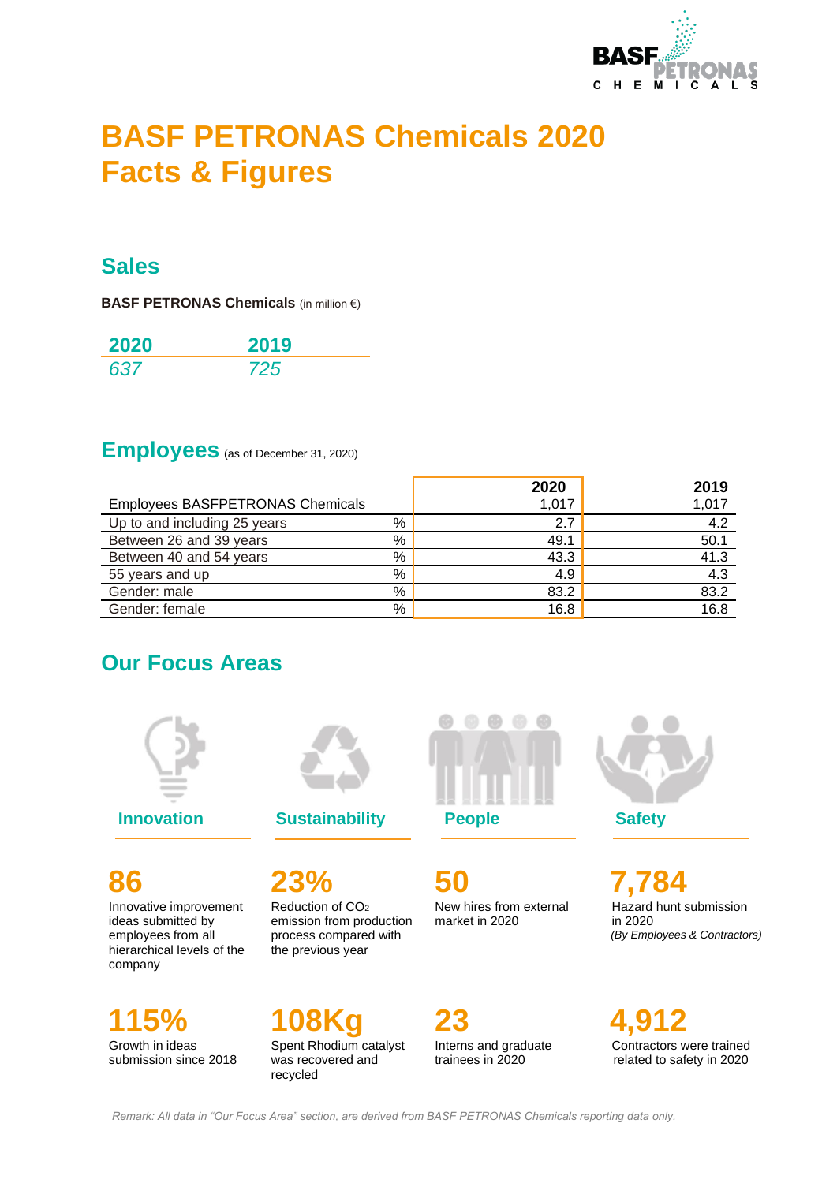# BASF PETRONAS Chemicals 2020 Facts & Figures

## Sales

**BASF PETRONAS Chemicals** (in million €)

| 2020 | 2019 |
|---|---|
| *637* | *725* |

## Employees (as of December 31, 2020)

| | | 2020 | 2019 |
|---|---|---|---|
| Employees BASFPETRONAS Chemicals | | 1,017 | 1,017 |
| Up to and including 25 years | % | 2.7 | 4.2 |
| Between 26 and 39 years | % | 49.1 | 50.1 |
| Between 40 and 54 years | % | 43.3 | 41.3 |
| 55 years and up | % | 4.9 | 4.3 |
| Gender: male | % | 83.2 | 83.2 |
| Gender: female | % | 16.8 | 16.8 |

## Our Focus Areas

### Innovation

**86**
Innovative improvement ideas submitted by employees from all hierarchical levels of the company

**115%**
Growth in ideas submission since 2018

### Sustainability

**23%**
Reduction of $CO_2$ emission from production process compared with the previous year

**108Kg**
Spent Rhodium catalyst was recovered and recycled

### People

**50**
New hires from external market in 2020

**23**
Interns and graduate trainees in 2020

### Safety

**7,784**
Hazard hunt submission in 2020
*(By Employees & Contractors)*

**4,912**
Contractors were trained related to safety in 2020

*Remark: All data in "Our Focus Area" section, are derived from BASF PETRONAS Chemicals reporting data only.*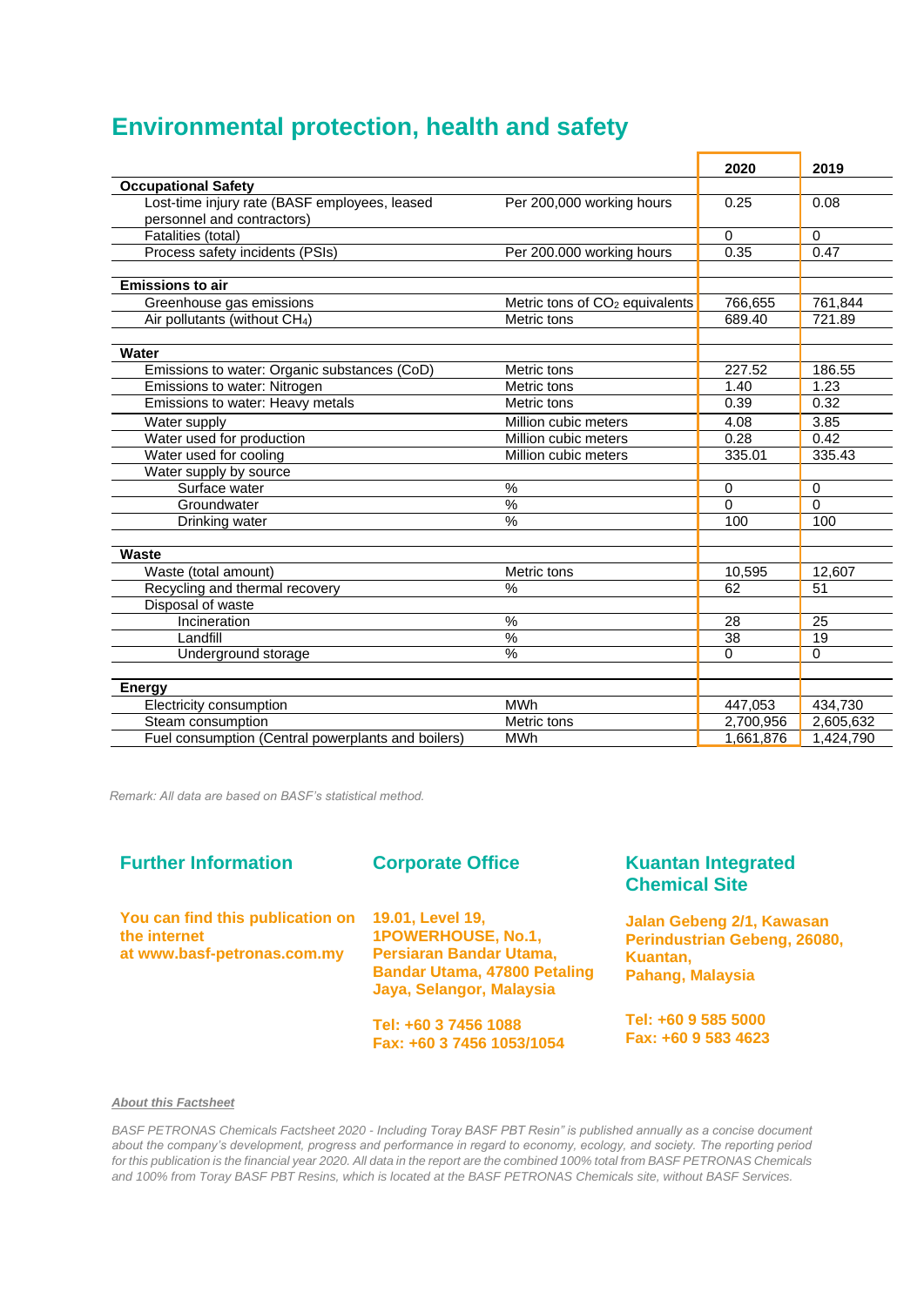## Environmental protection, health and safety

| | | 2020 | 2019 |
|---|---|---|---|
| **Occupational Safety** | | | |
| Lost-time injury rate (BASF employees, leased personnel and contractors) | Per 200,000 working hours | 0.25 | 0.08 |
| Fatalities (total) | | 0 | 0 |
| Process safety incidents (PSIs) | Per 200.000 working hours | 0.35 | 0.47 |
| **Emissions to air** | | | |
| Greenhouse gas emissions | Metric tons of $CO_2$ equivalents | 766,655 | 761,844 |
| Air pollutants (without $CH_4$) | Metric tons | 689.40 | 721.89 |
| **Water** | | | |
| Emissions to water: Organic substances (CoD) | Metric tons | 227.52 | 186.55 |
| Emissions to water: Nitrogen | Metric tons | 1.40 | 1.23 |
| Emissions to water: Heavy metals | Metric tons | 0.39 | 0.32 |
| Water supply | Million cubic meters | 4.08 | 3.85 |
| Water used for production | Million cubic meters | 0.28 | 0.42 |
| Water used for cooling | Million cubic meters | 335.01 | 335.43 |
| Water supply by source | | | |
| Surface water | % | 0 | 0 |
| Groundwater | % | 0 | 0 |
| Drinking water | % | 100 | 100 |
| **Waste** | | | |
| Waste (total amount) | Metric tons | 10,595 | 12,607 |
| Recycling and thermal recovery | % | 62 | 51 |
| Disposal of waste | | | |
| Incineration | % | 28 | 25 |
| Landfill | % | 38 | 19 |
| Underground storage | % | 0 | 0 |
| **Energy** | | | |
| Electricity consumption | MWh | 447,053 | 434,730 |
| Steam consumption | Metric tons | 2,700,956 | 2,605,632 |
| Fuel consumption (Central powerplants and boilers) | MWh | 1,661,876 | 1,424,790 |

*Remark: All data are based on BASF's statistical method.*

### Further Information

**You can find this publication on the internet at www.basf-petronas.com.my**

### Corporate Office

**19.01, Level 19, 1POWERHOUSE, No.1, Persiaran Bandar Utama, Bandar Utama, 47800 Petaling Jaya, Selangor, Malaysia**

**Tel: +60 3 7456 1088**
**Fax: +60 3 7456 1053/1054**

### Kuantan Integrated Chemical Site

**Jalan Gebeng 2/1, Kawasan Perindustrian Gebeng, 26080, Kuantan, Pahang, Malaysia**

**Tel: +60 9 585 5000**
**Fax: +60 9 583 4623**

***About this Factsheet***

*BASF PETRONAS Chemicals Factsheet 2020 - Including Toray BASF PBT Resin" is published annually as a concise document about the company's development, progress and performance in regard to economy, ecology, and society. The reporting period for this publication is the financial year 2020. All data in the report are the combined 100% total from BASF PETRONAS Chemicals and 100% from Toray BASF PBT Resins, which is located at the BASF PETRONAS Chemicals site, without BASF Services.*